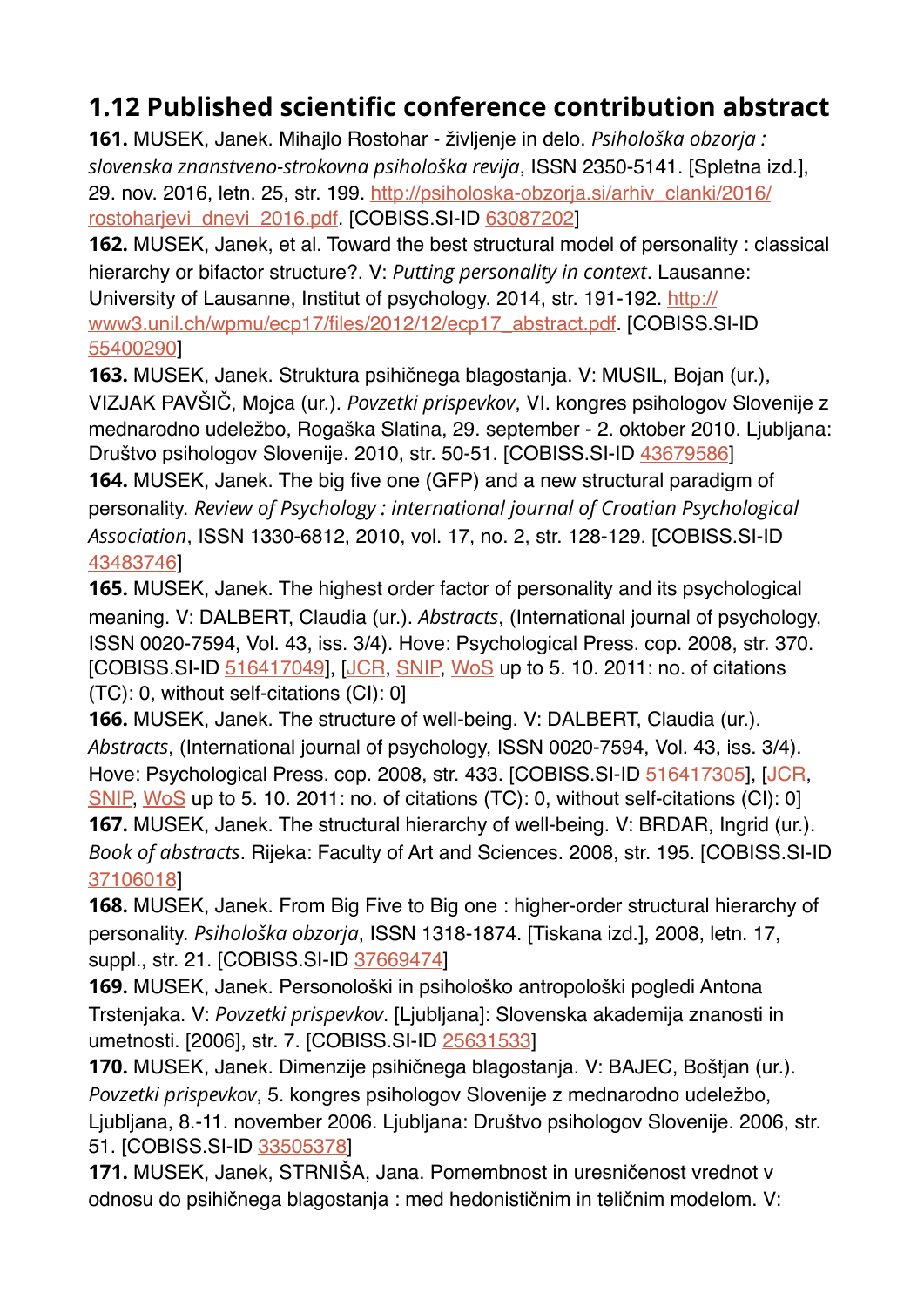## 1.12 Published scientific conference contribution abstract

**161.** MUSEK, Janek. Mihajlo Rostohar - življenje in delo. *Psihološka obzorja : slovenska znanstveno-strokovna psihološka revija*, ISSN 2350-5141. [Spletna izd.], 29. nov. 2016, letn. 25, str. 199. http://psiholoska-obzorja.si/arhiv_clanki/2016/rostoharjevi_dnevi_2016.pdf. [COBISS.SI-ID 63087202]

**162.** MUSEK, Janek, et al. Toward the best structural model of personality : classical hierarchy or bifactor structure?. V: *Putting personality in context*. Lausanne: University of Lausanne, Institut of psychology. 2014, str. 191-192. http://www3.unil.ch/wpmu/ecp17/files/2012/12/ecp17_abstract.pdf. [COBISS.SI-ID 55400290]

**163.** MUSEK, Janek. Struktura psihičnega blagostanja. V: MUSIL, Bojan (ur.), VIZJAK PAVŠIČ, Mojca (ur.). *Povzetki prispevkov*, VI. kongres psihologov Slovenije z mednarodno udeležbo, Rogaška Slatina, 29. september - 2. oktober 2010. Ljubljana: Društvo psihologov Slovenije. 2010, str. 50-51. [COBISS.SI-ID 43679586]

**164.** MUSEK, Janek. The big five one (GFP) and a new structural paradigm of personality. *Review of Psychology : international journal of Croatian Psychological Association*, ISSN 1330-6812, 2010, vol. 17, no. 2, str. 128-129. [COBISS.SI-ID 43483746]

**165.** MUSEK, Janek. The highest order factor of personality and its psychological meaning. V: DALBERT, Claudia (ur.). *Abstracts*, (International journal of psychology, ISSN 0020-7594, Vol. 43, iss. 3/4). Hove: Psychological Press. cop. 2008, str. 370. [COBISS.SI-ID 516417049], [JCR, SNIP, WoS up to 5. 10. 2011: no. of citations (TC): 0, without self-citations (CI): 0]

**166.** MUSEK, Janek. The structure of well-being. V: DALBERT, Claudia (ur.). *Abstracts*, (International journal of psychology, ISSN 0020-7594, Vol. 43, iss. 3/4). Hove: Psychological Press. cop. 2008, str. 433. [COBISS.SI-ID 516417305], [JCR, SNIP, WoS up to 5. 10. 2011: no. of citations (TC): 0, without self-citations (CI): 0]

**167.** MUSEK, Janek. The structural hierarchy of well-being. V: BRDAR, Ingrid (ur.). *Book of abstracts*. Rijeka: Faculty of Art and Sciences. 2008, str. 195. [COBISS.SI-ID 37106018]

**168.** MUSEK, Janek. From Big Five to Big one : higher-order structural hierarchy of personality. *Psihološka obzorja*, ISSN 1318-1874. [Tiskana izd.], 2008, letn. 17, suppl., str. 21. [COBISS.SI-ID 37669474]

**169.** MUSEK, Janek. Personološki in psihološko antropološki pogledi Antona Trstenjaka. V: *Povzetki prispevkov*. [Ljubljana]: Slovenska akademija znanosti in umetnosti. [2006], str. 7. [COBISS.SI-ID 25631533]

**170.** MUSEK, Janek. Dimenzije psihičnega blagostanja. V: BAJEC, Boštjan (ur.). *Povzetki prispevkov*, 5. kongres psihologov Slovenije z mednarodno udeležbo, Ljubljana, 8.-11. november 2006. Ljubljana: Društvo psihologov Slovenije. 2006, str. 51. [COBISS.SI-ID 33505378]

**171.** MUSEK, Janek, STRNIŠA, Jana. Pomembnost in uresničenost vrednot v odnosu do psihičnega blagostanja : med hedonističnim in teličnim modelom. V: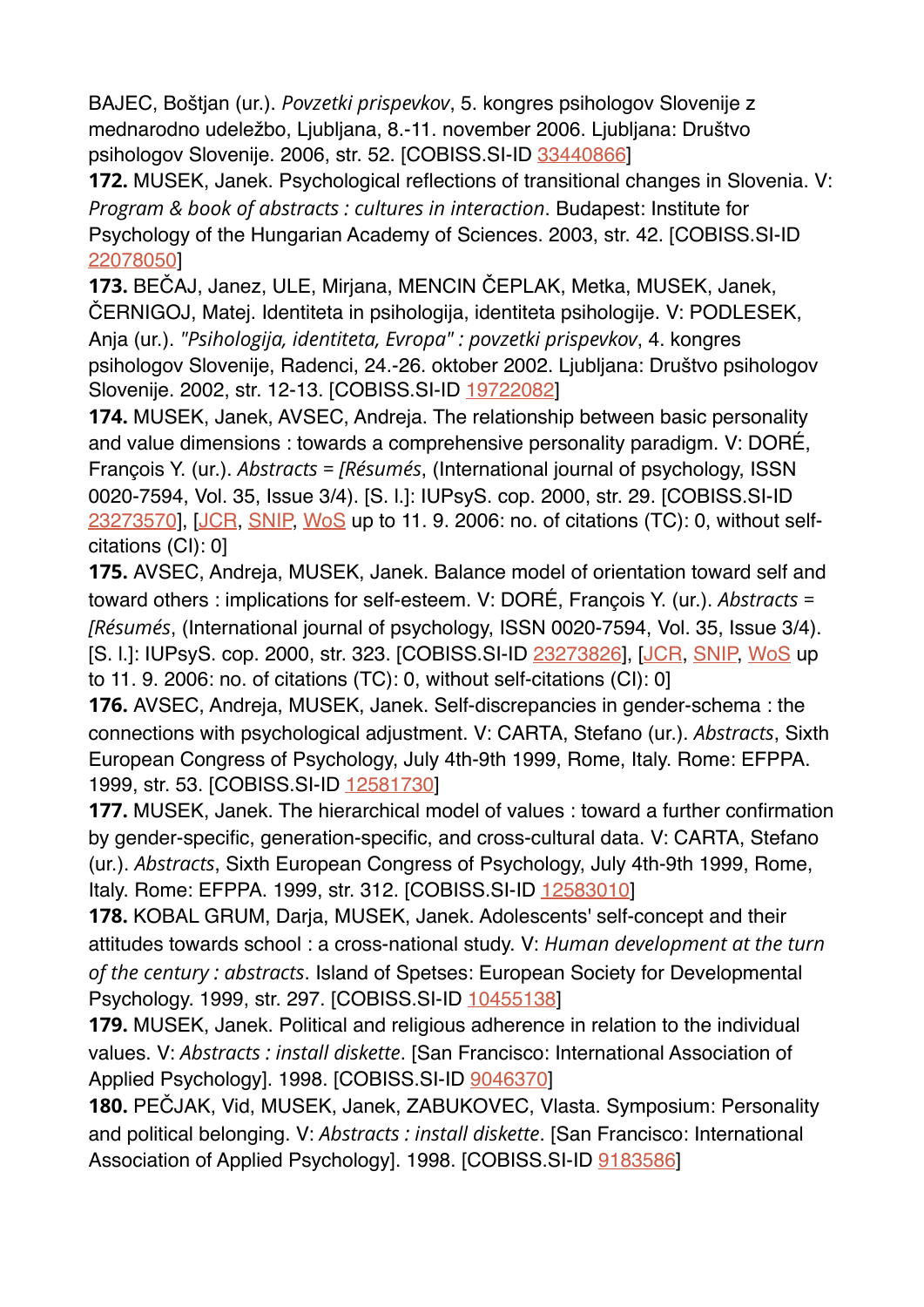BAJEC, Boštjan (ur.). *Povzetki prispevkov*, 5. kongres psihologov Slovenije z mednarodno udeležbo, Ljubljana, 8.-11. november 2006. Ljubljana: Društvo psihologov Slovenije. 2006, str. 52. [COBISS.SI-ID 33440866]

**172.** MUSEK, Janek. Psychological reflections of transitional changes in Slovenia. V: *Program & book of abstracts : cultures in interaction*. Budapest: Institute for Psychology of the Hungarian Academy of Sciences. 2003, str. 42. [COBISS.SI-ID 22078050]

**173.** BEČAJ, Janez, ULE, Mirjana, MENCIN ČEPLAK, Metka, MUSEK, Janek, ČERNIGOJ, Matej. Identiteta in psihologija, identiteta psihologije. V: PODLESEK, Anja (ur.). *"Psihologija, identiteta, Evropa" : povzetki prispevkov*, 4. kongres psihologov Slovenije, Radenci, 24.-26. oktober 2002. Ljubljana: Društvo psihologov Slovenije. 2002, str. 12-13. [COBISS.SI-ID 19722082]

**174.** MUSEK, Janek, AVSEC, Andreja. The relationship between basic personality and value dimensions : towards a comprehensive personality paradigm. V: DORÉ, François Y. (ur.). *Abstracts = [Résumés*, (International journal of psychology, ISSN 0020-7594, Vol. 35, Issue 3/4). [S. l.]: IUPsyS. cop. 2000, str. 29. [COBISS.SI-ID 23273570], [JCR, SNIP, WoS up to 11. 9. 2006: no. of citations (TC): 0, without self-citations (CI): 0]

**175.** AVSEC, Andreja, MUSEK, Janek. Balance model of orientation toward self and toward others : implications for self-esteem. V: DORÉ, François Y. (ur.). *Abstracts = [Résumés*, (International journal of psychology, ISSN 0020-7594, Vol. 35, Issue 3/4). [S. l.]: IUPsyS. cop. 2000, str. 323. [COBISS.SI-ID 23273826], [JCR, SNIP, WoS up to 11. 9. 2006: no. of citations (TC): 0, without self-citations (CI): 0]

**176.** AVSEC, Andreja, MUSEK, Janek. Self-discrepancies in gender-schema : the connections with psychological adjustment. V: CARTA, Stefano (ur.). *Abstracts*, Sixth European Congress of Psychology, July 4th-9th 1999, Rome, Italy. Rome: EFPPA. 1999, str. 53. [COBISS.SI-ID 12581730]

**177.** MUSEK, Janek. The hierarchical model of values : toward a further confirmation by gender-specific, generation-specific, and cross-cultural data. V: CARTA, Stefano (ur.). *Abstracts*, Sixth European Congress of Psychology, July 4th-9th 1999, Rome, Italy. Rome: EFPPA. 1999, str. 312. [COBISS.SI-ID 12583010]

**178.** KOBAL GRUM, Darja, MUSEK, Janek. Adolescents' self-concept and their attitudes towards school : a cross-national study. V: *Human development at the turn of the century : abstracts*. Island of Spetses: European Society for Developmental Psychology. 1999, str. 297. [COBISS.SI-ID 10455138]

**179.** MUSEK, Janek. Political and religious adherence in relation to the individual values. V: *Abstracts : install diskette*. [San Francisco: International Association of Applied Psychology]. 1998. [COBISS.SI-ID 9046370]

**180.** PEČJAK, Vid, MUSEK, Janek, ZABUKOVEC, Vlasta. Symposium: Personality and political belonging. V: *Abstracts : install diskette*. [San Francisco: International Association of Applied Psychology]. 1998. [COBISS.SI-ID 9183586]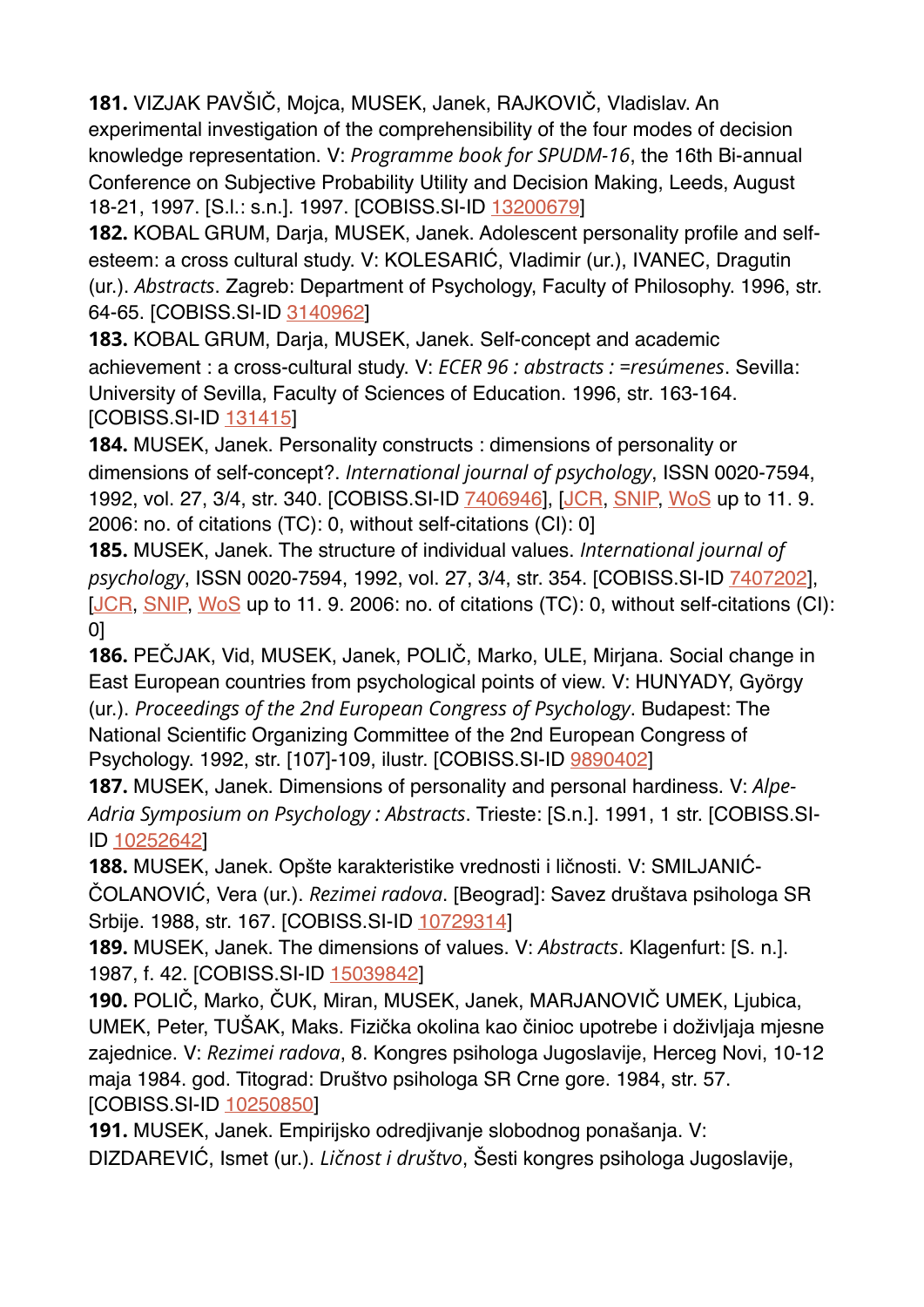**181.** VIZJAK PAVŠIČ, Mojca, MUSEK, Janek, RAJKOVIČ, Vladislav. An experimental investigation of the comprehensibility of the four modes of decision knowledge representation. V: *Programme book for SPUDM-16*, the 16th Bi-annual Conference on Subjective Probability Utility and Decision Making, Leeds, August 18-21, 1997. [S.l.: s.n.]. 1997. [COBISS.SI-ID 13200679]

**182.** KOBAL GRUM, Darja, MUSEK, Janek. Adolescent personality profile and self-esteem: a cross cultural study. V: KOLESARIĆ, Vladimir (ur.), IVANEC, Dragutin (ur.). *Abstracts*. Zagreb: Department of Psychology, Faculty of Philosophy. 1996, str. 64-65. [COBISS.SI-ID 3140962]

**183.** KOBAL GRUM, Darja, MUSEK, Janek. Self-concept and academic achievement : a cross-cultural study. V: *ECER 96 : abstracts : =resúmenes*. Sevilla: University of Sevilla, Faculty of Sciences of Education. 1996, str. 163-164. [COBISS.SI-ID 131415]

**184.** MUSEK, Janek. Personality constructs : dimensions of personality or dimensions of self-concept?. *International journal of psychology*, ISSN 0020-7594, 1992, vol. 27, 3/4, str. 340. [COBISS.SI-ID 7406946], [JCR, SNIP, WoS up to 11. 9. 2006: no. of citations (TC): 0, without self-citations (CI): 0]

**185.** MUSEK, Janek. The structure of individual values. *International journal of psychology*, ISSN 0020-7594, 1992, vol. 27, 3/4, str. 354. [COBISS.SI-ID 7407202], [JCR, SNIP, WoS up to 11. 9. 2006: no. of citations (TC): 0, without self-citations (CI): 0]

**186.** PEČJAK, Vid, MUSEK, Janek, POLIČ, Marko, ULE, Mirjana. Social change in East European countries from psychological points of view. V: HUNYADY, György (ur.). *Proceedings of the 2nd European Congress of Psychology*. Budapest: The National Scientific Organizing Committee of the 2nd European Congress of Psychology. 1992, str. [107]-109, ilustr. [COBISS.SI-ID 9890402]

**187.** MUSEK, Janek. Dimensions of personality and personal hardiness. V: *Alpe-Adria Symposium on Psychology : Abstracts*. Trieste: [S.n.]. 1991, 1 str. [COBISS.SI-ID 10252642]

**188.** MUSEK, Janek. Opšte karakteristike vrednosti i ličnosti. V: SMILJANIĆ-ČOLANOVIĆ, Vera (ur.). *Rezimei radova*. [Beograd]: Savez društava psihologa SR Srbije. 1988, str. 167. [COBISS.SI-ID 10729314]

**189.** MUSEK, Janek. The dimensions of values. V: *Abstracts*. Klagenfurt: [S. n.]. 1987, f. 42. [COBISS.SI-ID 15039842]

**190.** POLIČ, Marko, ČUK, Miran, MUSEK, Janek, MARJANOVIČ UMEK, Ljubica, UMEK, Peter, TUŠAK, Maks. Fizička okolina kao činioc upotrebe i doživljaja mjesne zajednice. V: *Rezimei radova*, 8. Kongres psihologa Jugoslavije, Herceg Novi, 10-12 maja 1984. god. Titograd: Društvo psihologa SR Crne gore. 1984, str. 57. [COBISS.SI-ID 10250850]

**191.** MUSEK, Janek. Empirijsko odredjivanje slobodnog ponašanja. V: DIZDAREVIĆ, Ismet (ur.). *Ličnost i društvo*, Šesti kongres psihologa Jugoslavije,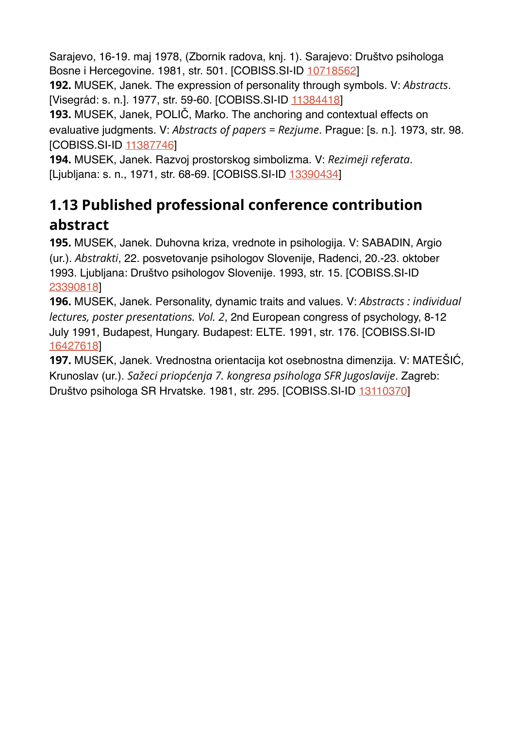Sarajevo, 16-19. maj 1978, (Zbornik radova, knj. 1). Sarajevo: Društvo psihologa Bosne i Hercegovine. 1981, str. 501. [COBISS.SI-ID 10718562]

**192.** MUSEK, Janek. The expression of personality through symbols. V: *Abstracts*. [Visegrád: s. n.]. 1977, str. 59-60. [COBISS.SI-ID 11384418]

**193.** MUSEK, Janek, POLIČ, Marko. The anchoring and contextual effects on evaluative judgments. V: *Abstracts of papers = Rezjume*. Prague: [s. n.]. 1973, str. 98. [COBISS.SI-ID 11387746]

**194.** MUSEK, Janek. Razvoj prostorskog simbolizma. V: *Rezimeji referata*. [Ljubljana: s. n., 1971, str. 68-69. [COBISS.SI-ID 13390434]

## 1.13 Published professional conference contribution abstract

**195.** MUSEK, Janek. Duhovna kriza, vrednote in psihologija. V: SABADIN, Argio (ur.). *Abstrakti*, 22. posvetovanje psihologov Slovenije, Radenci, 20.-23. oktober 1993. Ljubljana: Društvo psihologov Slovenije. 1993, str. 15. [COBISS.SI-ID 23390818]

**196.** MUSEK, Janek. Personality, dynamic traits and values. V: *Abstracts : individual lectures, poster presentations. Vol. 2*, 2nd European congress of psychology, 8-12 July 1991, Budapest, Hungary. Budapest: ELTE. 1991, str. 176. [COBISS.SI-ID 16427618]

**197.** MUSEK, Janek. Vrednostna orientacija kot osebnostna dimenzija. V: MATEŠIĆ, Krunoslav (ur.). *Sažeci priopćenja 7. kongresa psihologa SFR Jugoslavije*. Zagreb: Društvo psihologa SR Hrvatske. 1981, str. 295. [COBISS.SI-ID 13110370]